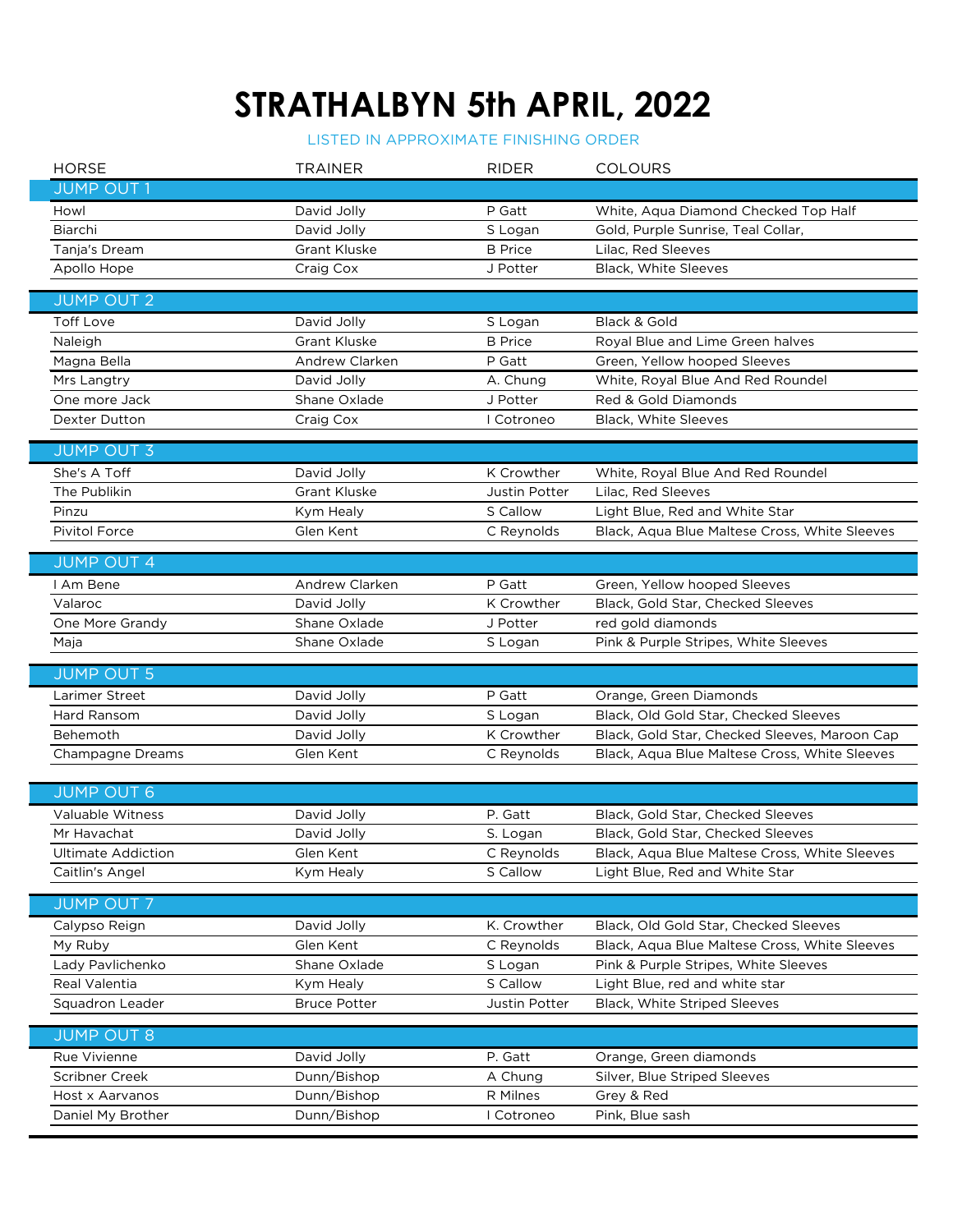# STRATHALBYN 5th APRIL, 2022

LISTED IN APPROXIMATE FINISHING ORDER

| HORSE | TRAINER | RIDER | COLOURS |
|---|---|---|---|
| **JUMP OUT 1** | | | |
| Howl | David Jolly | P Gatt | White, Aqua Diamond Checked Top Half |
| Biarchi | David Jolly | S Logan | Gold, Purple Sunrise, Teal Collar, |
| Tanja's Dream | Grant Kluske | B Price | Lilac, Red Sleeves |
| Apollo Hope | Craig Cox | J Potter | Black, White Sleeves |
| **JUMP OUT 2** | | | |
| Toff Love | David Jolly | S Logan | Black & Gold |
| Naleigh | Grant Kluske | B Price | Royal Blue and Lime Green halves |
| Magna Bella | Andrew Clarken | P Gatt | Green, Yellow hooped Sleeves |
| Mrs Langtry | David Jolly | A. Chung | White, Royal Blue And Red Roundel |
| One more Jack | Shane Oxlade | J Potter | Red & Gold Diamonds |
| Dexter Dutton | Craig Cox | I Cotroneo | Black, White Sleeves |
| **JUMP OUT 3** | | | |
| She's A Toff | David Jolly | K Crowther | White, Royal Blue And Red Roundel |
| The Publikin | Grant Kluske | Justin Potter | Lilac, Red Sleeves |
| Pinzu | Kym Healy | S Callow | Light Blue, Red and White Star |
| Pivitol Force | Glen Kent | C Reynolds | Black, Aqua Blue Maltese Cross, White Sleeves |
| **JUMP OUT 4** | | | |
| I Am Bene | Andrew Clarken | P Gatt | Green, Yellow hooped Sleeves |
| Valaroc | David Jolly | K Crowther | Black, Gold Star, Checked Sleeves |
| One More Grandy | Shane Oxlade | J Potter | red gold diamonds |
| Maja | Shane Oxlade | S Logan | Pink & Purple Stripes, White Sleeves |
| **JUMP OUT 5** | | | |
| Larimer Street | David Jolly | P Gatt | Orange, Green Diamonds |
| Hard Ransom | David Jolly | S Logan | Black, Old Gold Star, Checked Sleeves |
| Behemoth | David Jolly | K Crowther | Black, Gold Star, Checked Sleeves, Maroon Cap |
| Champagne Dreams | Glen Kent | C Reynolds | Black, Aqua Blue Maltese Cross, White Sleeves |
| **JUMP OUT 6** | | | |
| Valuable Witness | David Jolly | P. Gatt | Black, Gold Star, Checked Sleeves |
| Mr Havachat | David Jolly | S. Logan | Black, Gold Star, Checked Sleeves |
| Ultimate Addiction | Glen Kent | C Reynolds | Black, Aqua Blue Maltese Cross, White Sleeves |
| Caitlin's Angel | Kym Healy | S Callow | Light Blue, Red and White Star |
| **JUMP OUT 7** | | | |
| Calypso Reign | David Jolly | K. Crowther | Black, Old Gold Star, Checked Sleeves |
| My Ruby | Glen Kent | C Reynolds | Black, Aqua Blue Maltese Cross, White Sleeves |
| Lady Pavlichenko | Shane Oxlade | S Logan | Pink & Purple Stripes, White Sleeves |
| Real Valentia | Kym Healy | S Callow | Light Blue, red and white star |
| Squadron Leader | Bruce Potter | Justin Potter | Black, White Striped Sleeves |
| **JUMP OUT 8** | | | |
| Rue Vivienne | David Jolly | P. Gatt | Orange, Green diamonds |
| Scribner Creek | Dunn/Bishop | A Chung | Silver, Blue Striped Sleeves |
| Host x Aarvanos | Dunn/Bishop | R Milnes | Grey & Red |
| Daniel My Brother | Dunn/Bishop | I Cotroneo | Pink, Blue sash |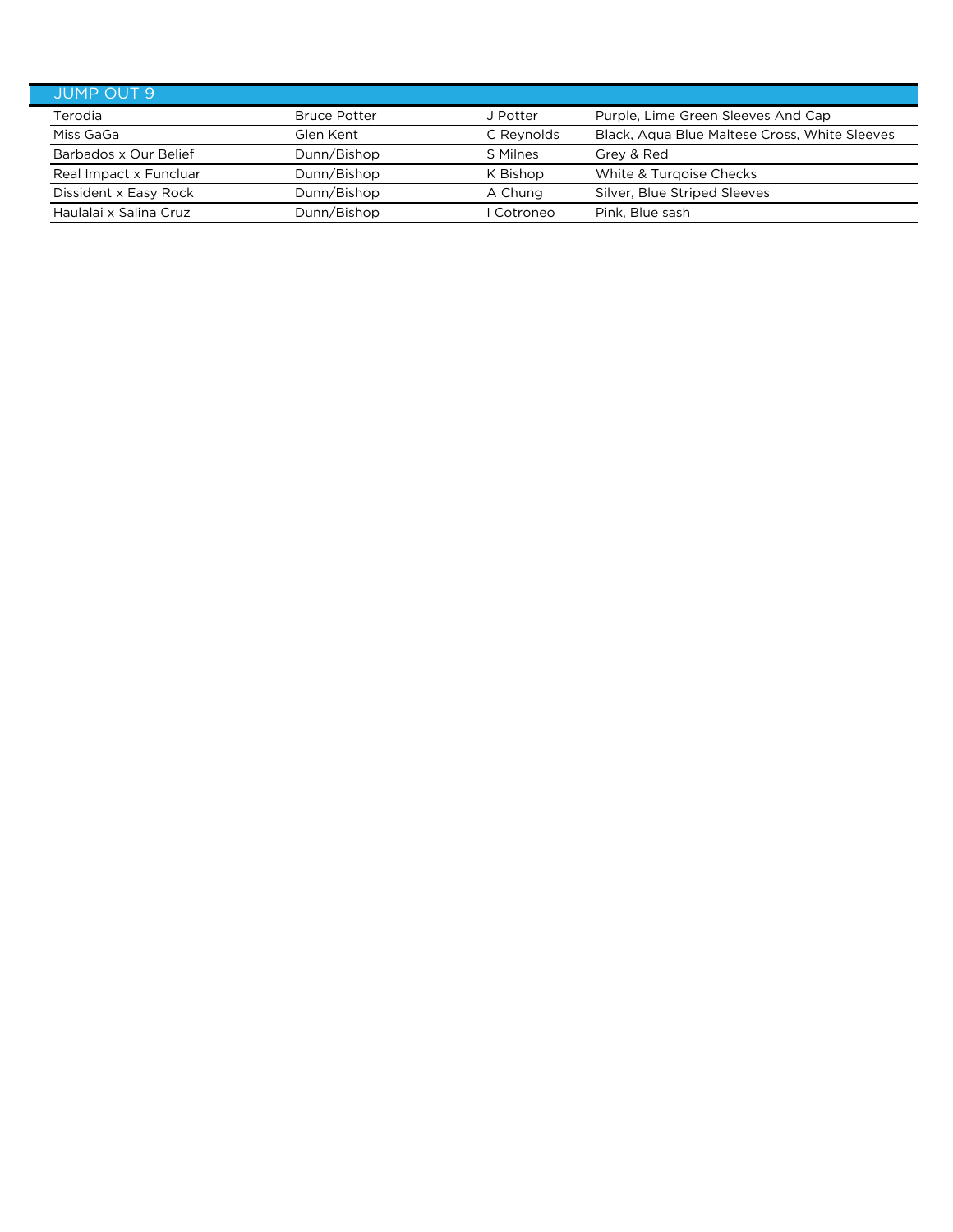## JUMP OUT 9

| | | | |
|---|---|---|---|
| Terodia | Bruce Potter | J Potter | Purple, Lime Green Sleeves And Cap |
| Miss GaGa | Glen Kent | C Reynolds | Black, Aqua Blue Maltese Cross, White Sleeves |
| Barbados x Our Belief | Dunn/Bishop | S Milnes | Grey & Red |
| Real Impact x Funcluar | Dunn/Bishop | K Bishop | White & Turqoise Checks |
| Dissident x Easy Rock | Dunn/Bishop | A Chung | Silver, Blue Striped Sleeves |
| Haulalai x Salina Cruz | Dunn/Bishop | I Cotroneo | Pink, Blue sash |